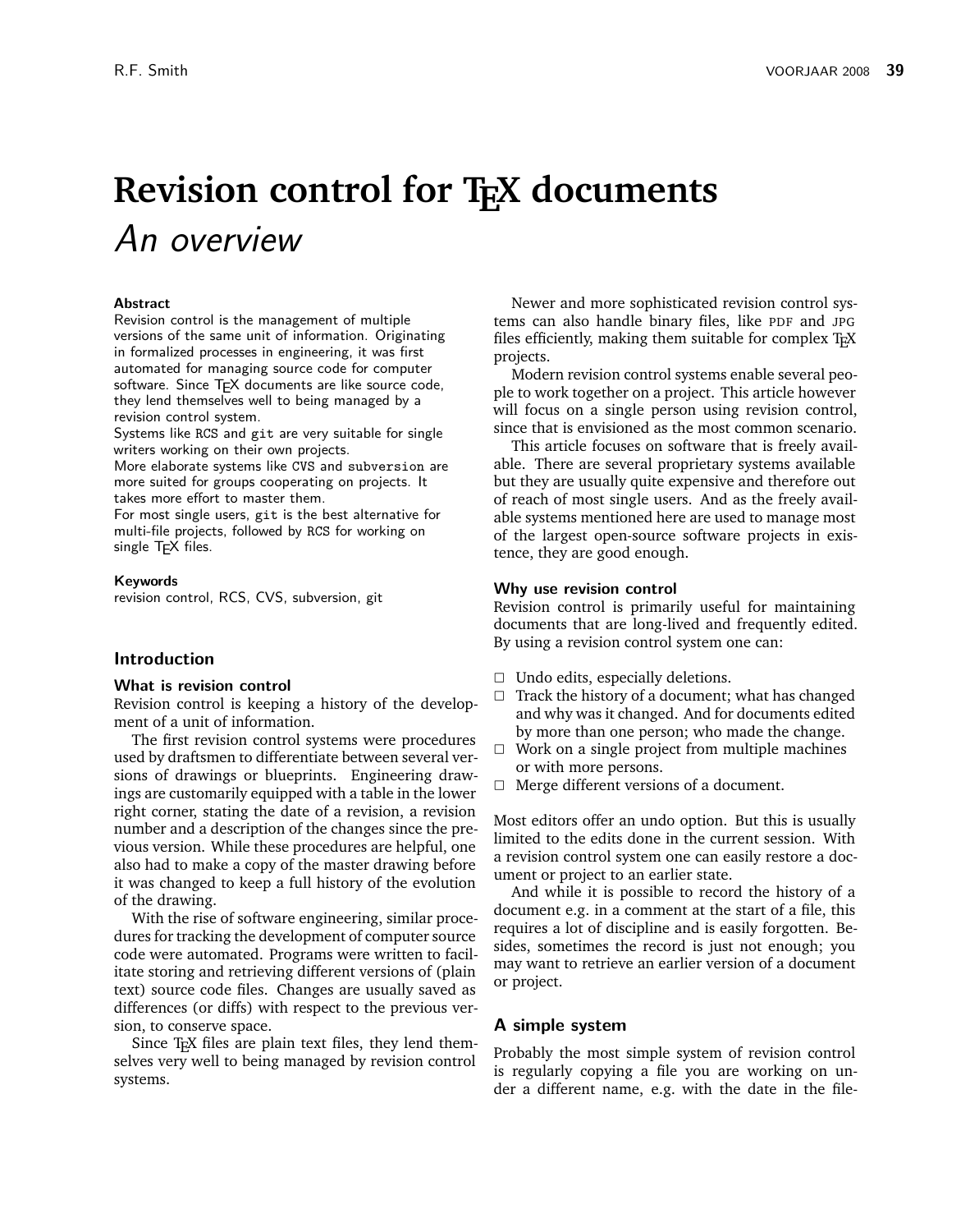# Revision control for TEX documents

*An overview*

**Abstract**

Revision control is the management of multiple versions of the same unit of information. Originating in formalized processes in engineering, it was first automated for managing source code for computer software. Since TEX documents are like source code, they lend themselves well to being managed by a revision control system.

Systems like RCS and git are very suitable for single writers working on their own projects.

More elaborate systems like CVS and subversion are more suited for groups cooperating on projects. It takes more effort to master them.

For most single users, git is the best alternative for multi-file projects, followed by RCS for working on single TEX files.

**Keywords**

revision control, RCS, CVS, subversion, git

## Introduction

### What is revision control

Revision control is keeping a history of the development of a unit of information.

The first revision control systems were procedures used by draftsmen to differentiate between several versions of drawings or blueprints. Engineering drawings are customarily equipped with a table in the lower right corner, stating the date of a revision, a revision number and a description of the changes since the previous version. While these procedures are helpful, one also had to make a copy of the master drawing before it was changed to keep a full history of the evolution of the drawing.

With the rise of software engineering, similar procedures for tracking the development of computer source code were automated. Programs were written to facilitate storing and retrieving different versions of (plain text) source code files. Changes are usually saved as differences (or diffs) with respect to the previous version, to conserve space.

Since TEX files are plain text files, they lend themselves very well to being managed by revision control systems.

Newer and more sophisticated revision control systems can also handle binary files, like PDF and JPG files efficiently, making them suitable for complex TEX projects.

Modern revision control systems enable several people to work together on a project. This article however will focus on a single person using revision control, since that is envisioned as the most common scenario.

This article focuses on software that is freely available. There are several proprietary systems available but they are usually quite expensive and therefore out of reach of most single users. And as the freely available systems mentioned here are used to manage most of the largest open-source software projects in existence, they are good enough.

### Why use revision control

Revision control is primarily useful for maintaining documents that are long-lived and frequently edited. By using a revision control system one can:

- Undo edits, especially deletions.
- Track the history of a document; what has changed and why was it changed. And for documents edited by more than one person; who made the change.
- Work on a single project from multiple machines or with more persons.
- Merge different versions of a document.

Most editors offer an undo option. But this is usually limited to the edits done in the current session. With a revision control system one can easily restore a document or project to an earlier state.

And while it is possible to record the history of a document e.g. in a comment at the start of a file, this requires a lot of discipline and is easily forgotten. Besides, sometimes the record is just not enough; you may want to retrieve an earlier version of a document or project.

## A simple system

Probably the most simple system of revision control is regularly copying a file you are working on under a different name, e.g. with the date in the file-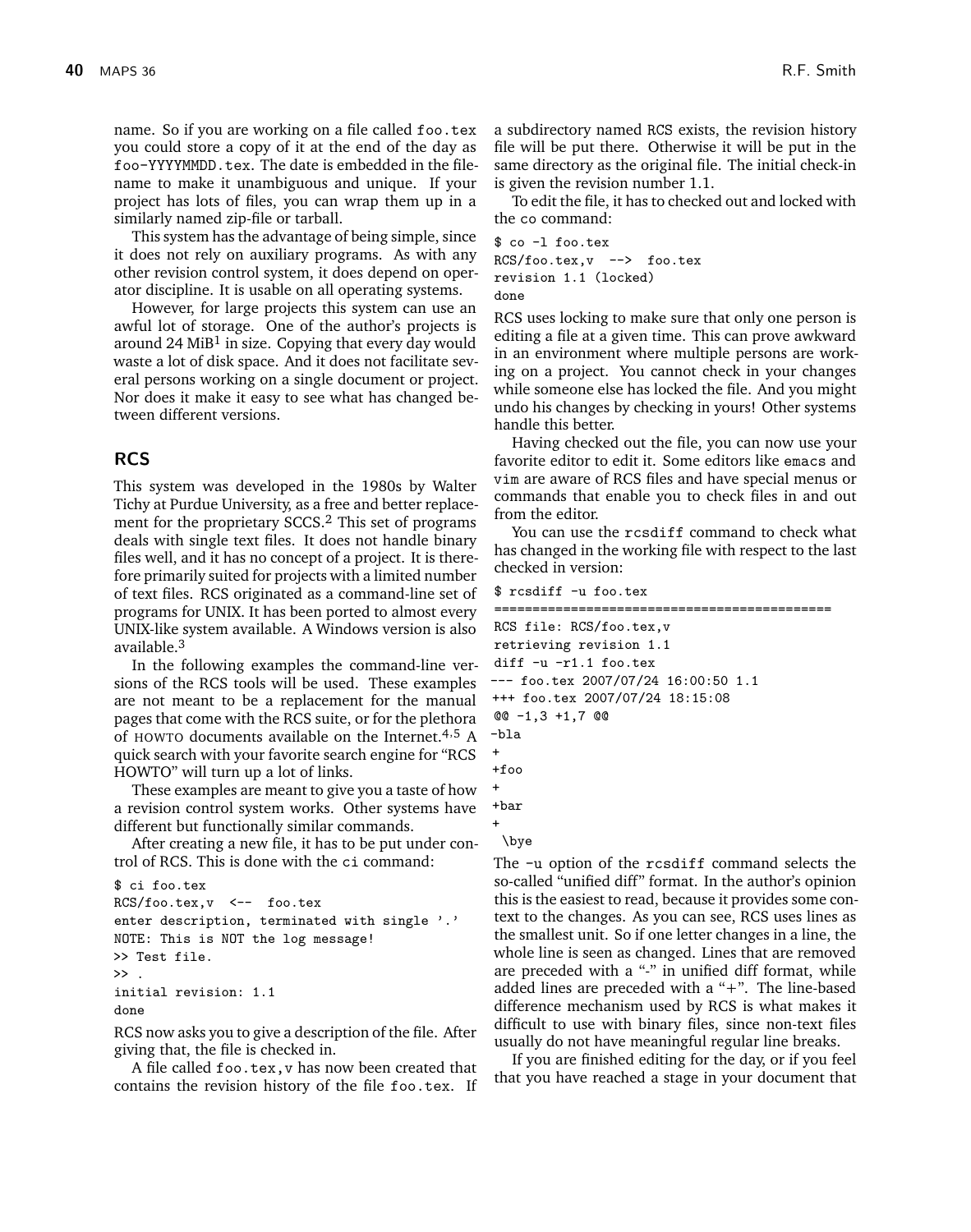name. So if you are working on a file called `foo.tex` you could store a copy of it at the end of the day as `foo-YYYYMMDD.tex`. The date is embedded in the filename to make it unambiguous and unique. If your project has lots of files, you can wrap them up in a similarly named zip-file or tarball.

This system has the advantage of being simple, since it does not rely on auxiliary programs. As with any other revision control system, it does depend on operator discipline. It is usable on all operating systems.

However, for large projects this system can use an awful lot of storage. One of the author's projects is around 24 MiB[1] in size. Copying that every day would waste a lot of disk space. And it does not facilitate several persons working on a single document or project. Nor does it make it easy to see what has changed between different versions.

## RCS

This system was developed in the 1980s by Walter Tichy at Purdue University, as a free and better replacement for the proprietary SCCS.[2] This set of programs deals with single text files. It does not handle binary files well, and it has no concept of a project. It is therefore primarily suited for projects with a limited number of text files. RCS originated as a command-line set of programs for UNIX. It has been ported to almost every UNIX-like system available. A Windows version is also available.[3]

In the following examples the command-line versions of the RCS tools will be used. These examples are not meant to be a replacement for the manual pages that come with the RCS suite, or for the plethora of HOWTO documents available on the Internet.[4,5] A quick search with your favorite search engine for "RCS HOWTO" will turn up a lot of links.

These examples are meant to give you a taste of how a revision control system works. Other systems have different but functionally similar commands.

After creating a new file, it has to be put under control of RCS. This is done with the `ci` command:

```
$ ci foo.tex
RCS/foo.tex,v  <--  foo.tex
enter description, terminated with single '.'
NOTE: This is NOT the log message!
>> Test file.
>> .
initial revision: 1.1
done
```

RCS now asks you to give a description of the file. After giving that, the file is checked in.

A file called `foo.tex,v` has now been created that contains the revision history of the file `foo.tex`. If a subdirectory named `RCS` exists, the revision history file will be put there. Otherwise it will be put in the same directory as the original file. The initial check-in is given the revision number 1.1.

To edit the file, it has to checked out and locked with the `co` command:

```
$ co -l foo.tex
RCS/foo.tex,v  -->  foo.tex
revision 1.1 (locked)
done
```

RCS uses locking to make sure that only one person is editing a file at a given time. This can prove awkward in an environment where multiple persons are working on a project. You cannot check in your changes while someone else has locked the file. And you might undo his changes by checking in yours! Other systems handle this better.

Having checked out the file, you can now use your favorite editor to edit it. Some editors like `emacs` and `vim` are aware of RCS files and have special menus or commands that enable you to check files in and out from the editor.

You can use the `rcsdiff` command to check what has changed in the working file with respect to the last checked in version:

```
$ rcsdiff -u foo.tex
===========================================
RCS file: RCS/foo.tex,v
retrieving revision 1.1
diff -u -r1.1 foo.tex
--- foo.tex 2007/07/24 16:00:50 1.1
+++ foo.tex 2007/07/24 18:15:08
@@ -1,3 +1,7 @@
-bla
+
+foo
+
+bar
+
 \bye
```

The `-u` option of the `rcsdiff` command selects the so-called "unified diff" format. In the author's opinion this is the easiest to read, because it provides some context to the changes. As you can see, RCS uses lines as the smallest unit. So if one letter changes in a line, the whole line is seen as changed. Lines that are removed are preceded with a "-" in unified diff format, while added lines are preceded with a "+". The line-based difference mechanism used by RCS is what makes it difficult to use with binary files, since non-text files usually do not have meaningful regular line breaks.

If you are finished editing for the day, or if you feel that you have reached a stage in your document that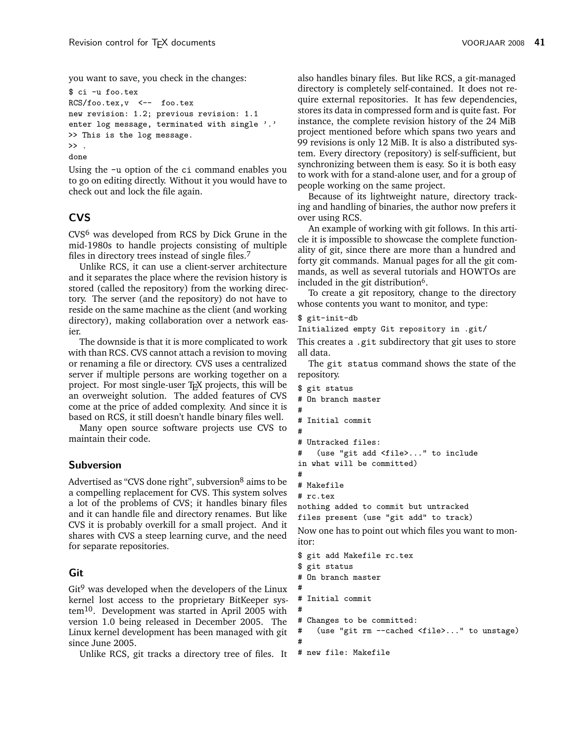you want to save, you check in the changes:

```
$ ci -u foo.tex
RCS/foo.tex,v  <--  foo.tex
new revision: 1.2; previous revision: 1.1
enter log message, terminated with single '.'
>> This is the log message.
>> .
done
```

Using the `-u` option of the `ci` command enables you to go on editing directly. Without it you would have to check out and lock the file again.

## CVS

CVS[6] was developed from RCS by Dick Grune in the mid-1980s to handle projects consisting of multiple files in directory trees instead of single files.[7]

Unlike RCS, it can use a client-server architecture and it separates the place where the revision history is stored (called the repository) from the working directory. The server (and the repository) do not have to reside on the same machine as the client (and working directory), making collaboration over a network easier.

The downside is that it is more complicated to work with than RCS. CVS cannot attach a revision to moving or renaming a file or directory. CVS uses a centralized server if multiple persons are working together on a project. For most single-user TEX projects, this will be an overweight solution. The added features of CVS come at the price of added complexity. And since it is based on RCS, it still doesn't handle binary files well.

Many open source software projects use CVS to maintain their code.

### Subversion

Advertised as "CVS done right", subversion[8] aims to be a compelling replacement for CVS. This system solves a lot of the problems of CVS; it handles binary files and it can handle file and directory renames. But like CVS it is probably overkill for a small project. And it shares with CVS a steep learning curve, and the need for separate repositories.

## Git

Git[9] was developed when the developers of the Linux kernel lost access to the proprietary BitKeeper system[10]. Development was started in April 2005 with version 1.0 being released in December 2005. The Linux kernel development has been managed with git since June 2005.

Unlike RCS, git tracks a directory tree of files. It also handles binary files. But like RCS, a git-managed directory is completely self-contained. It does not require external repositories. It has few dependencies, stores its data in compressed form and is quite fast. For instance, the complete revision history of the 24 MiB project mentioned before which spans two years and 99 revisions is only 12 MiB. It is also a distributed system. Every directory (repository) is self-sufficient, but synchronizing between them is easy. So it is both easy to work with for a stand-alone user, and for a group of people working on the same project.

Because of its lightweight nature, directory tracking and handling of binaries, the author now prefers it over using RCS.

An example of working with git follows. In this article it is impossible to showcase the complete functionality of git, since there are more than a hundred and forty git commands. Manual pages for all the git commands, as well as several tutorials and HOWTOs are included in the git distribution[6].

To create a git repository, change to the directory whose contents you want to monitor, and type:

```
$ git-init-db
Initialized empty Git repository in .git/
```

This creates a `.git` subdirectory that git uses to store all data.

The `git status` command shows the state of the repository.

```
$ git status
# On branch master
#
# Initial commit
#
# Untracked files:
#   (use "git add <file>..." to include
in what will be committed)
#
# Makefile
# rc.tex
nothing added to commit but untracked
files present (use "git add" to track)
```

Now one has to point out which files you want to monitor:

```
$ git add Makefile rc.tex
$ git status
# On branch master
#
# Initial commit
#
# Changes to be committed:
#   (use "git rm --cached <file>..." to unstage)
#
# new file: Makefile
```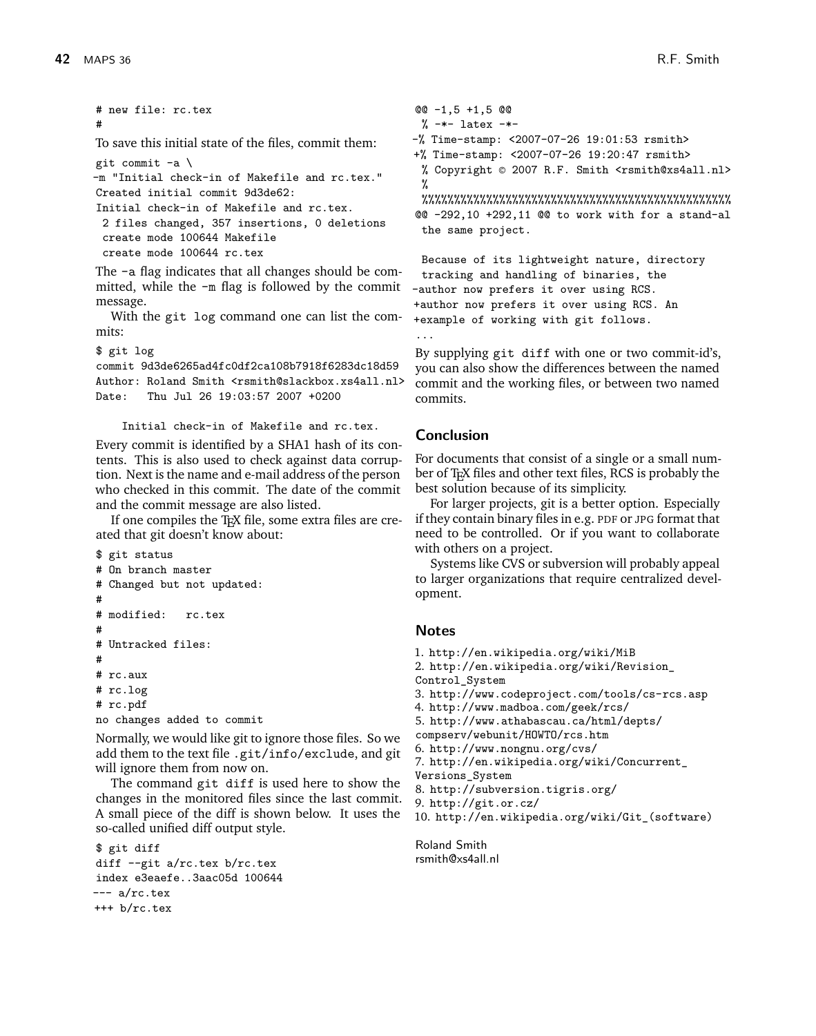```
# new file: rc.tex
#
```

To save this initial state of the files, commit them:

```
git commit -a \
-m "Initial check-in of Makefile and rc.tex."
Created initial commit 9d3de62:
Initial check-in of Makefile and rc.tex.
 2 files changed, 357 insertions, 0 deletions
 create mode 100644 Makefile
 create mode 100644 rc.tex
```

The -a flag indicates that all changes should be committed, while the -m flag is followed by the commit message.

With the git log command one can list the commits:

```
$ git log
commit 9d3de6265ad4fc0df2ca108b7918f6283dc18d59
Author: Roland Smith <rsmith@slackbox.xs4all.nl>
Date:   Thu Jul 26 19:03:57 2007 +0200

    Initial check-in of Makefile and rc.tex.
```

Every commit is identified by a SHA1 hash of its contents. This is also used to check against data corruption. Next is the name and e-mail address of the person who checked in this commit. The date of the commit and the commit message are also listed.

If one compiles the TEX file, some extra files are created that git doesn't know about:

```
$ git status
# On branch master
# Changed but not updated:
#
# modified:   rc.tex
#
# Untracked files:
#
# rc.aux
# rc.log
# rc.pdf
no changes added to commit
```

Normally, we would like git to ignore those files. So we add them to the text file .git/info/exclude, and git will ignore them from now on.

The command git diff is used here to show the changes in the monitored files since the last commit. A small piece of the diff is shown below. It uses the so-called unified diff output style.

```
$ git diff
diff --git a/rc.tex b/rc.tex
index e3eaefe..3aac05d 100644
--- a/rc.tex
+++ b/rc.tex
@@ -1,5 +1,5 @@
 % -*- latex -*-
-% Time-stamp: <2007-07-26 19:01:53 rsmith>
+% Time-stamp: <2007-07-26 19:20:47 rsmith>
 % Copyright © 2007 R.F. Smith <rsmith@xs4all.nl>
 %
 %%%%%%%%%%%%%%%%%%%%%%%%%%%%%%%%%%%%%%%%%%%%%%%
@@ -292,10 +292,11 @@ to work with for a stand-al
 the same project.

 Because of its lightweight nature, directory
 tracking and handling of binaries, the
-author now prefers it over using RCS.
+author now prefers it over using RCS. An
+example of working with git follows.
...
```

By supplying git diff with one or two commit-id's, you can also show the differences between the named commit and the working files, or between two named commits.

## Conclusion

For documents that consist of a single or a small number of TEX files and other text files, RCS is probably the best solution because of its simplicity.

For larger projects, git is a better option. Especially if they contain binary files in e.g. PDF or JPG format that need to be controlled. Or if you want to collaborate with others on a project.

Systems like CVS or subversion will probably appeal to larger organizations that require centralized development.

## Notes

1. http://en.wikipedia.org/wiki/MiB
2. http://en.wikipedia.org/wiki/Revision_Control_System
3. http://www.codeproject.com/tools/cs-rcs.asp
4. http://www.madboa.com/geek/rcs/
5. http://www.athabascau.ca/html/depts/compserv/webunit/HOWTO/rcs.htm
6. http://www.nongnu.org/cvs/
7. http://en.wikipedia.org/wiki/Concurrent_Versions_System
8. http://subversion.tigris.org/
9. http://git.or.cz/
10. http://en.wikipedia.org/wiki/Git_(software)

Roland Smith
rsmith@xs4all.nl